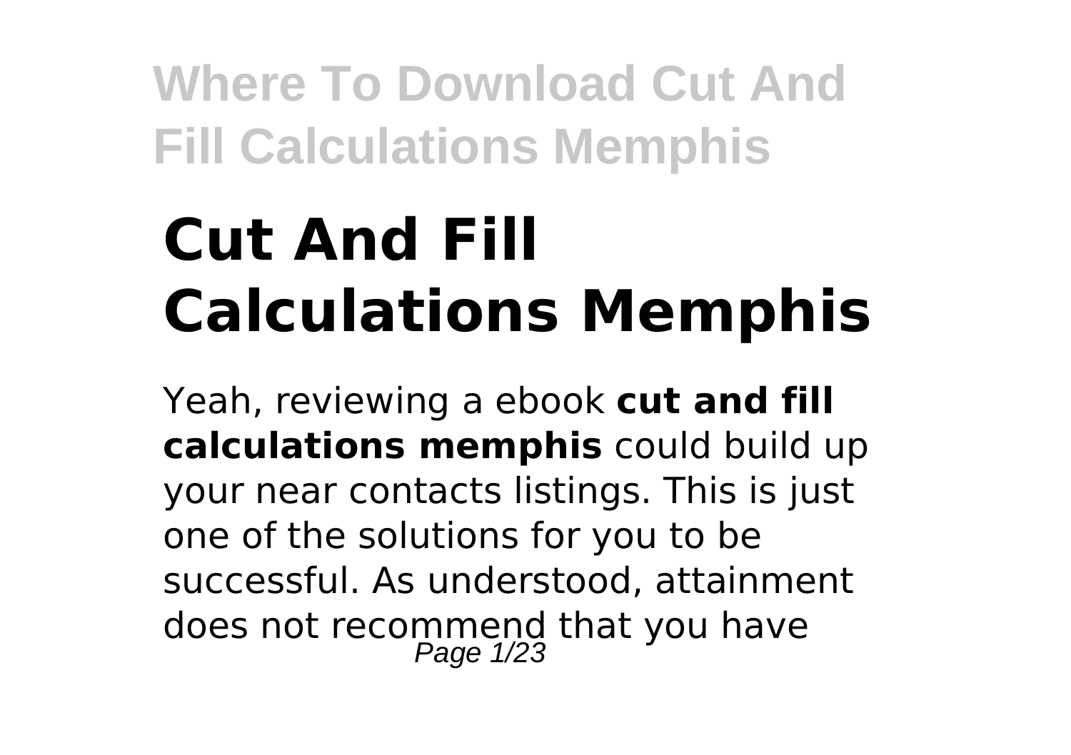# Cut And Fill Calculations Memphis

Yeah, reviewing a ebook **cut and fill calculations memphis** could build up your near contacts listings. This is just one of the solutions for you to be successful. As understood, attainment does not recommend that you have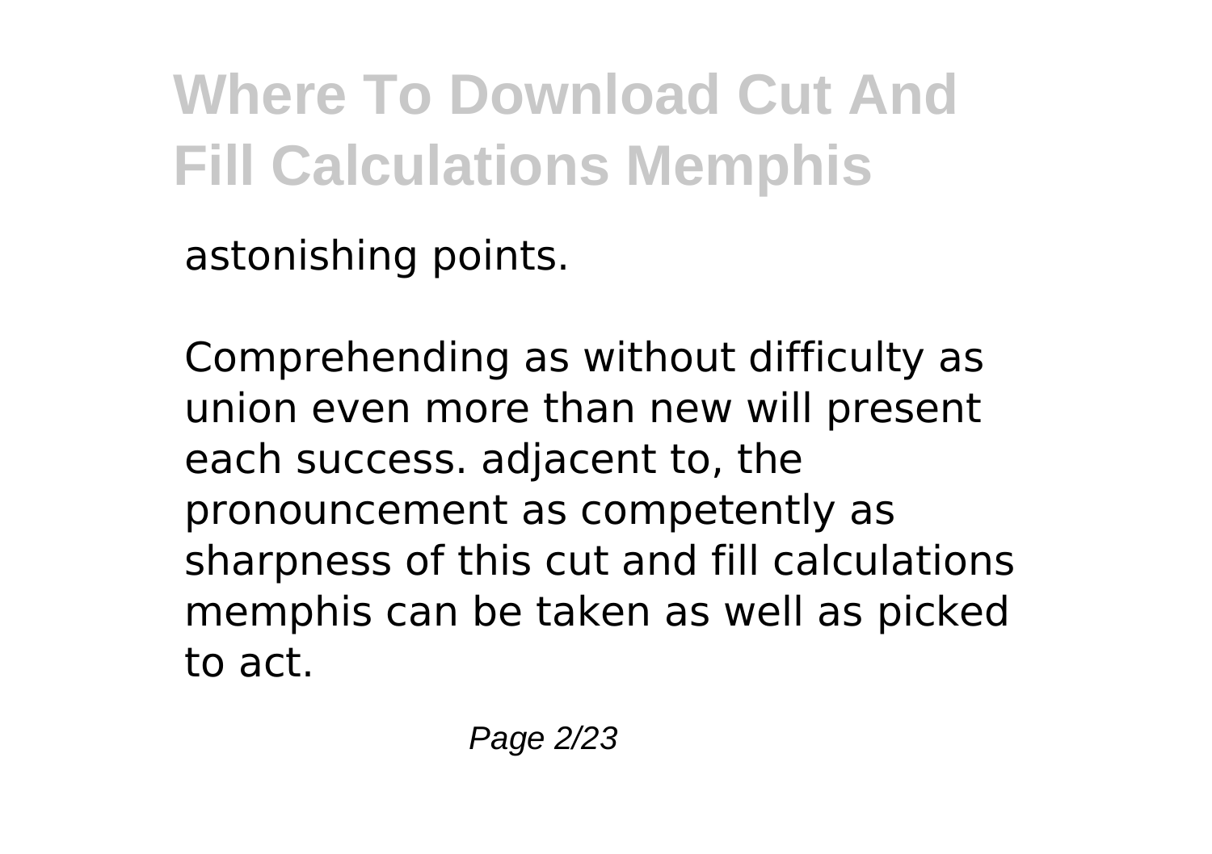astonishing points.

Comprehending as without difficulty as union even more than new will present each success. adjacent to, the pronouncement as competently as sharpness of this cut and fill calculations memphis can be taken as well as picked to act.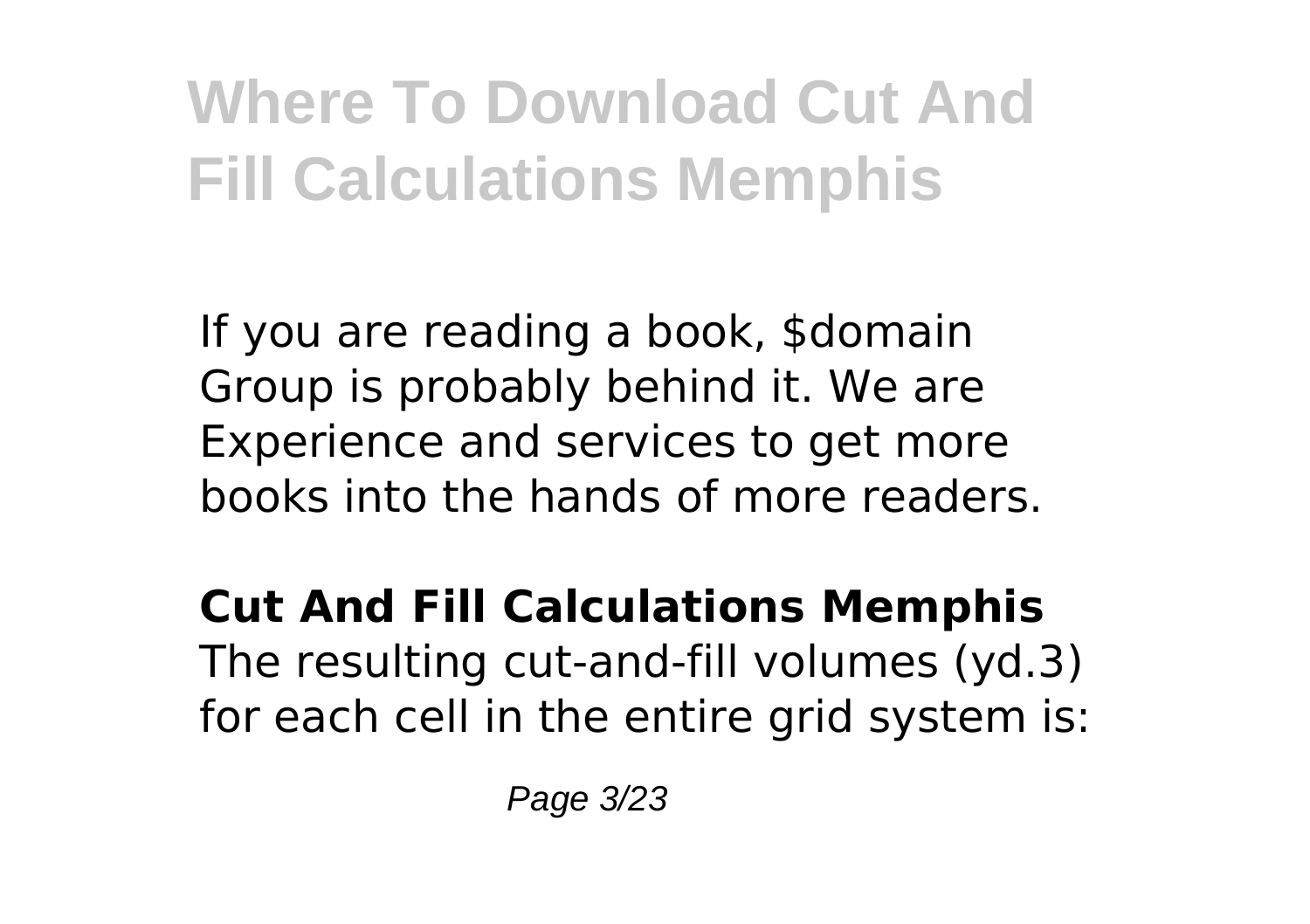# Where To Download Cut And Fill Calculations Memphis

If you are reading a book, $domain Group is probably behind it. We are Experience and services to get more books into the hands of more readers.

**Cut And Fill Calculations Memphis**
The resulting cut-and-fill volumes (yd.3) for each cell in the entire grid system is: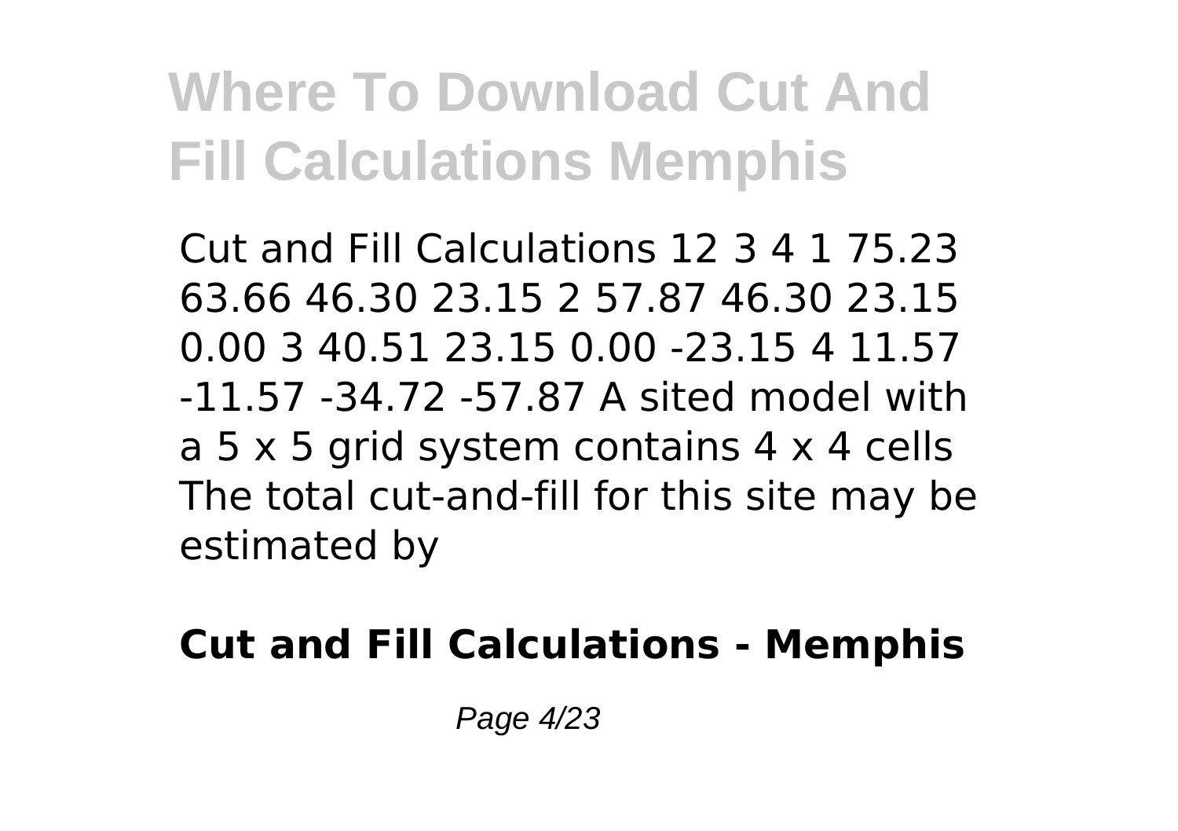# Where To Download Cut And Fill Calculations Memphis

Cut and Fill Calculations 12 3 4 1 75.23 63.66 46.30 23.15 2 57.87 46.30 23.15 0.00 3 40.51 23.15 0.00 -23.15 4 11.57 -11.57 -34.72 -57.87 A sited model with a 5 x 5 grid system contains 4 x 4 cells The total cut-and-fill for this site may be estimated by

**Cut and Fill Calculations - Memphis**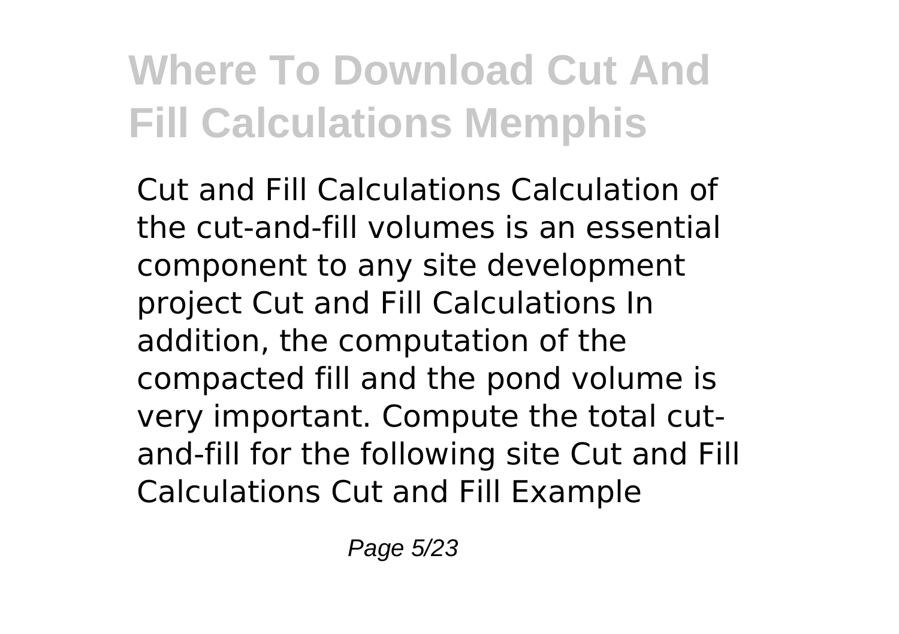# Where To Download Cut And Fill Calculations Memphis

Cut and Fill Calculations Calculation of the cut-and-fill volumes is an essential component to any site development project Cut and Fill Calculations In addition, the computation of the compacted fill and the pond volume is very important. Compute the total cut-and-fill for the following site Cut and Fill Calculations Cut and Fill Example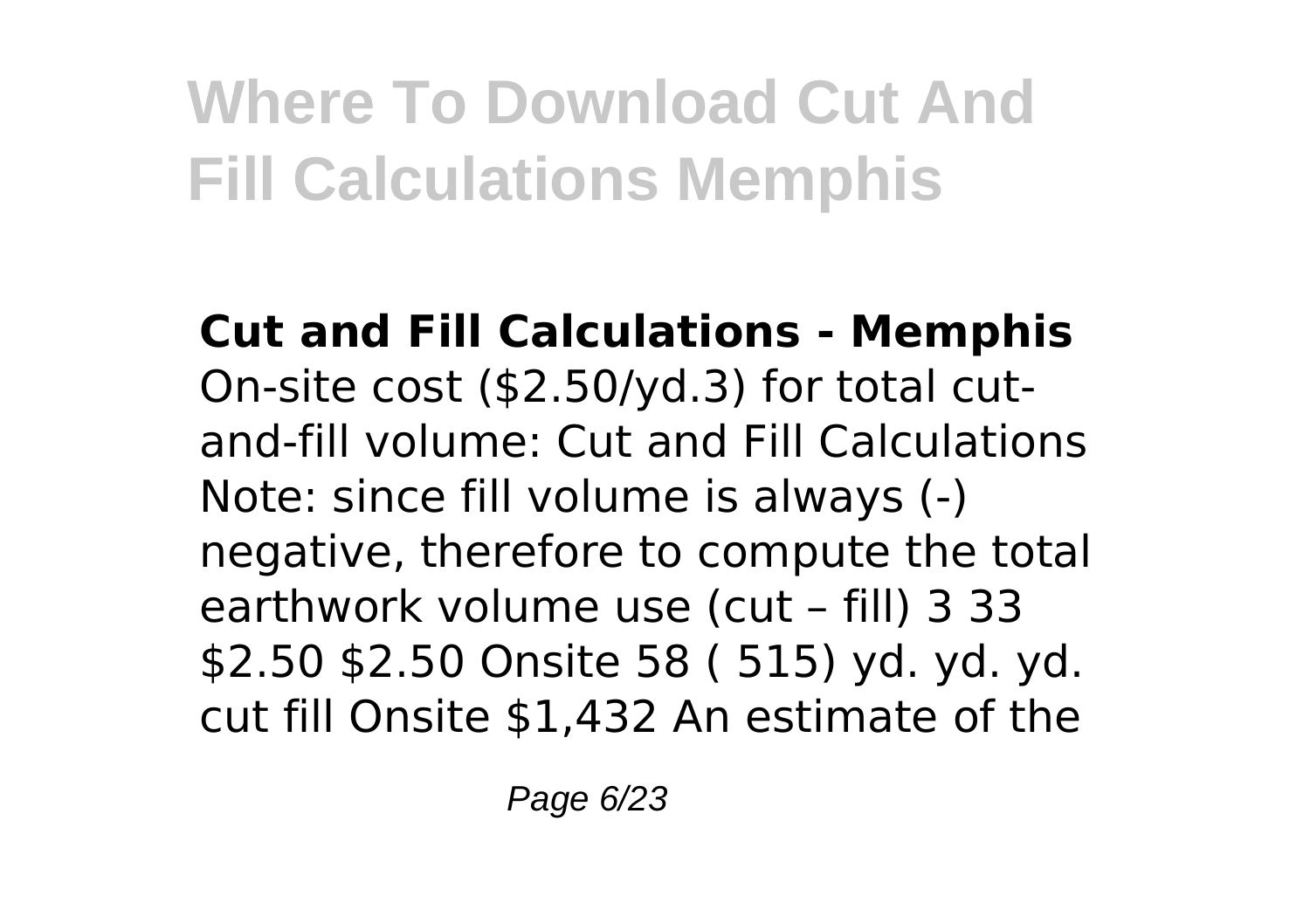# Where To Download Cut And Fill Calculations Memphis

**Cut and Fill Calculations - Memphis**
On-site cost ($2.50/yd.3) for total cut-and-fill volume: Cut and Fill Calculations Note: since fill volume is always (-) negative, therefore to compute the total earthwork volume use (cut – fill) 3 33 $2.50 $2.50 Onsite 58 ( 515) yd. yd. yd. cut fill Onsite $1,432 An estimate of the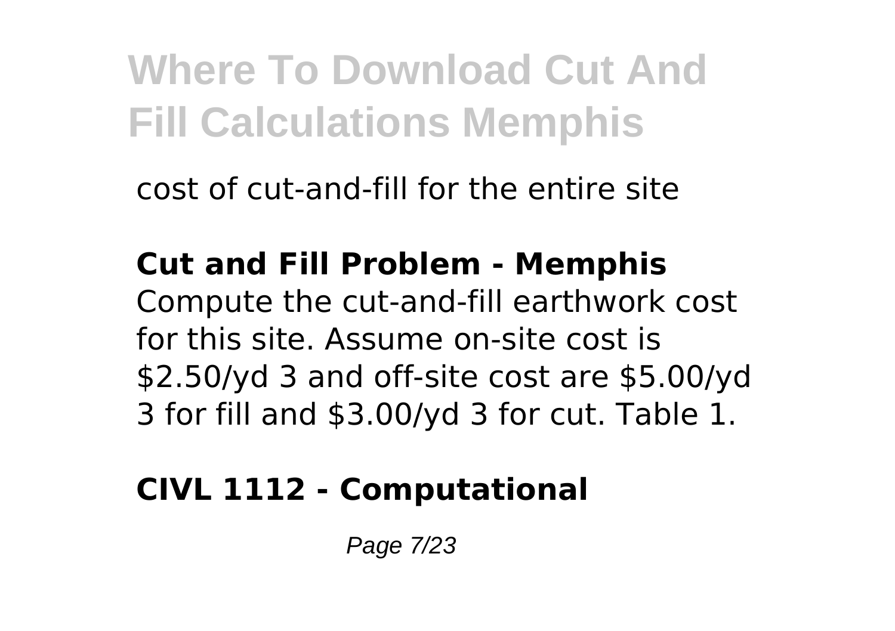cost of cut-and-fill for the entire site

**Cut and Fill Problem - Memphis**
Compute the cut-and-fill earthwork cost for this site. Assume on-site cost is \$2.50/yd 3 and off-site cost are \$5.00/yd 3 for fill and \$3.00/yd 3 for cut. Table 1.

**CIVL 1112 - Computational**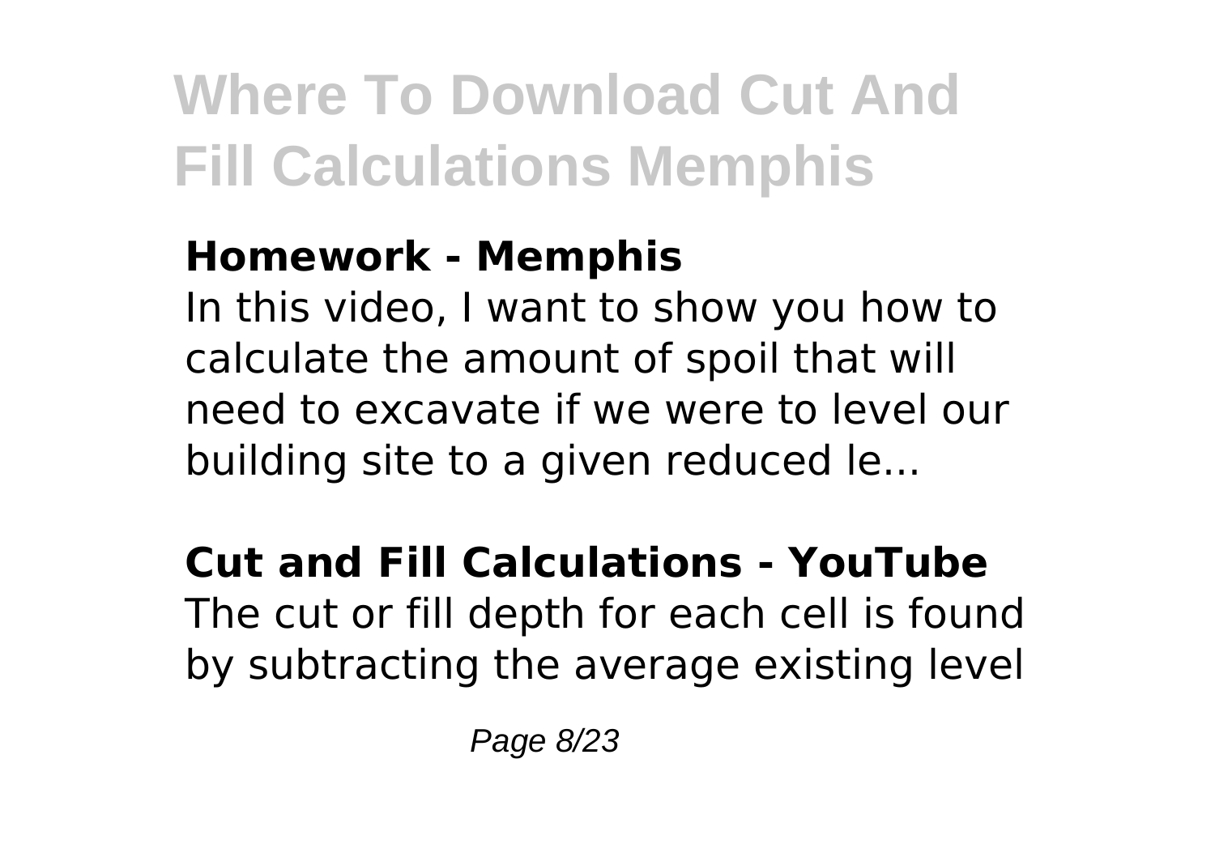# Where To Download Cut And Fill Calculations Memphis

**Homework - Memphis**

In this video, I want to show you how to calculate the amount of spoil that will need to excavate if we were to level our building site to a given reduced le...

**Cut and Fill Calculations - YouTube**

The cut or fill depth for each cell is found by subtracting the average existing level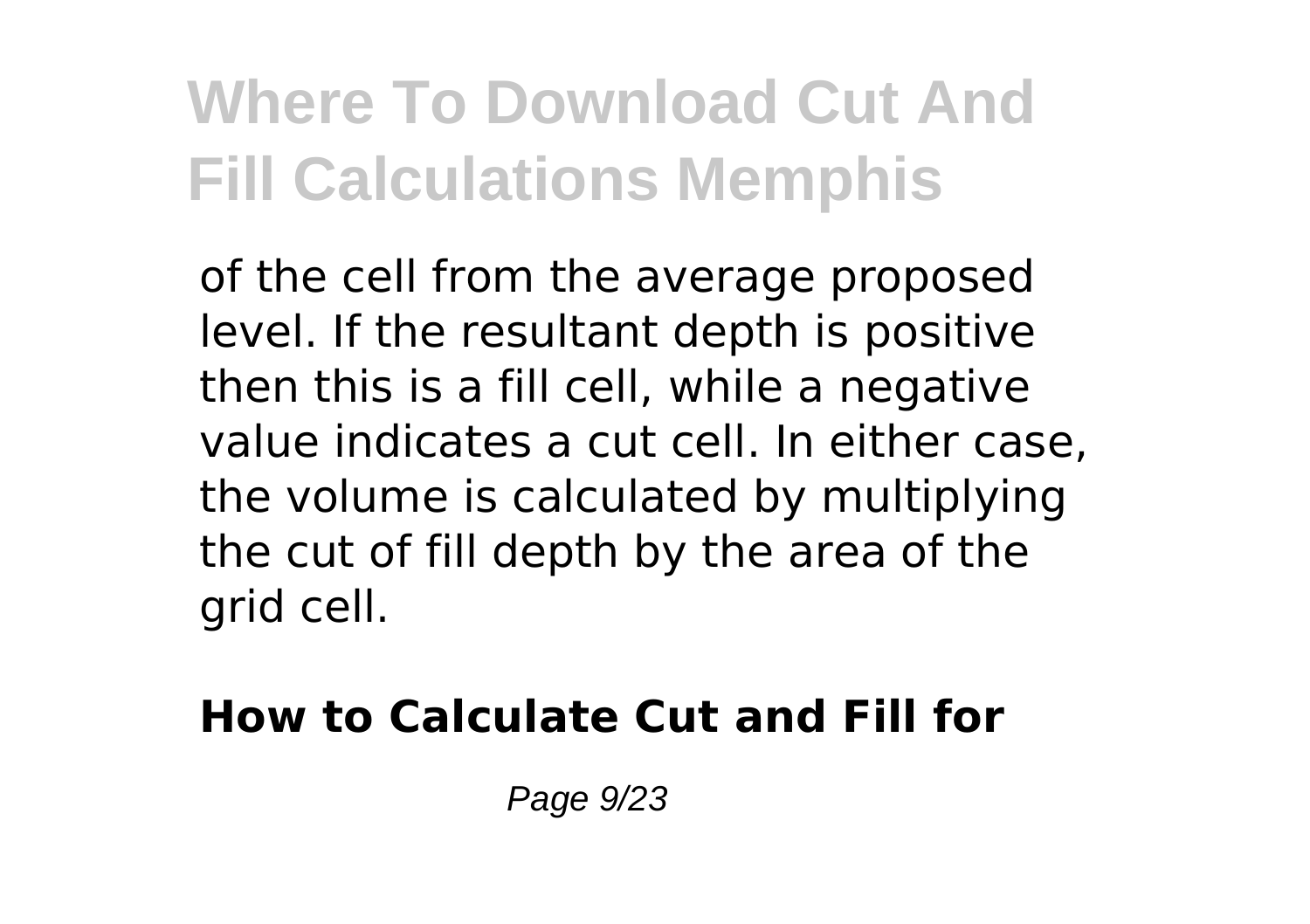of the cell from the average proposed level. If the resultant depth is positive then this is a fill cell, while a negative value indicates a cut cell. In either case, the volume is calculated by multiplying the cut of fill depth by the area of the grid cell.

**How to Calculate Cut and Fill for**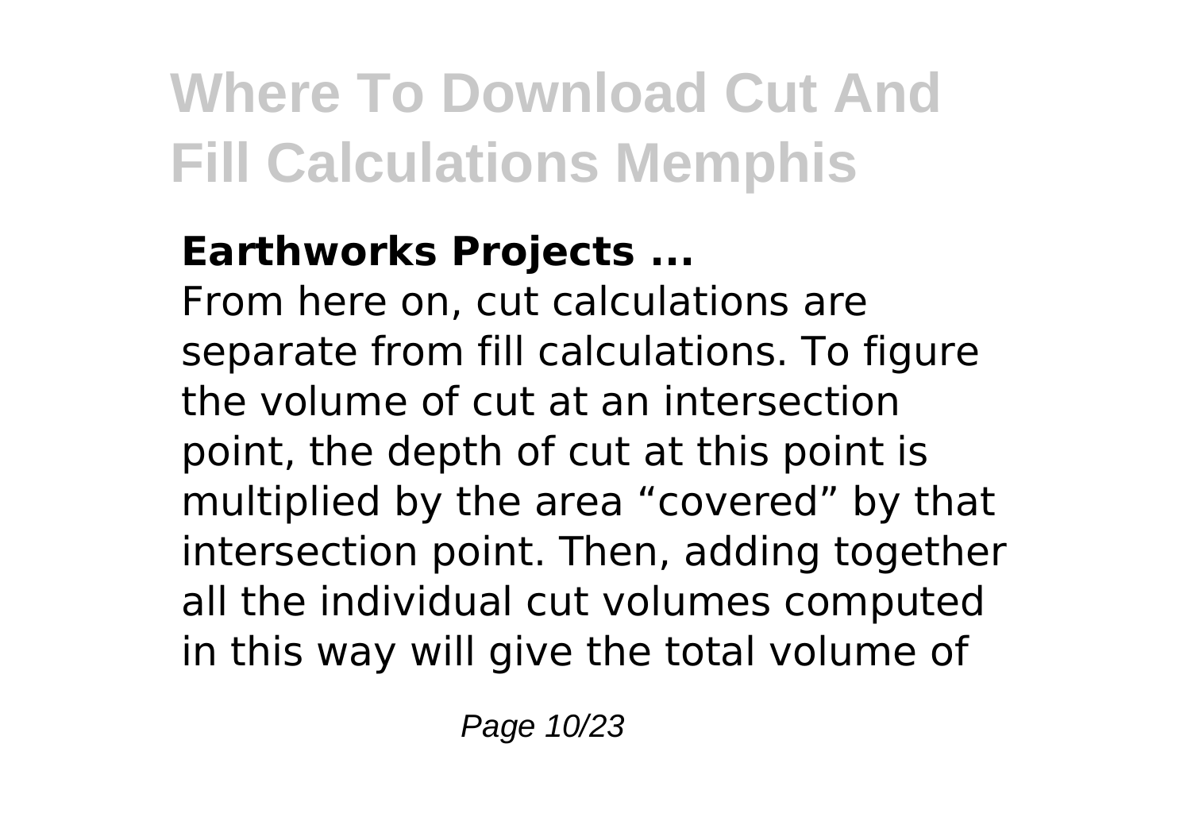**Earthworks Projects ...**

From here on, cut calculations are separate from fill calculations. To figure the volume of cut at an intersection point, the depth of cut at this point is multiplied by the area “covered” by that intersection point. Then, adding together all the individual cut volumes computed in this way will give the total volume of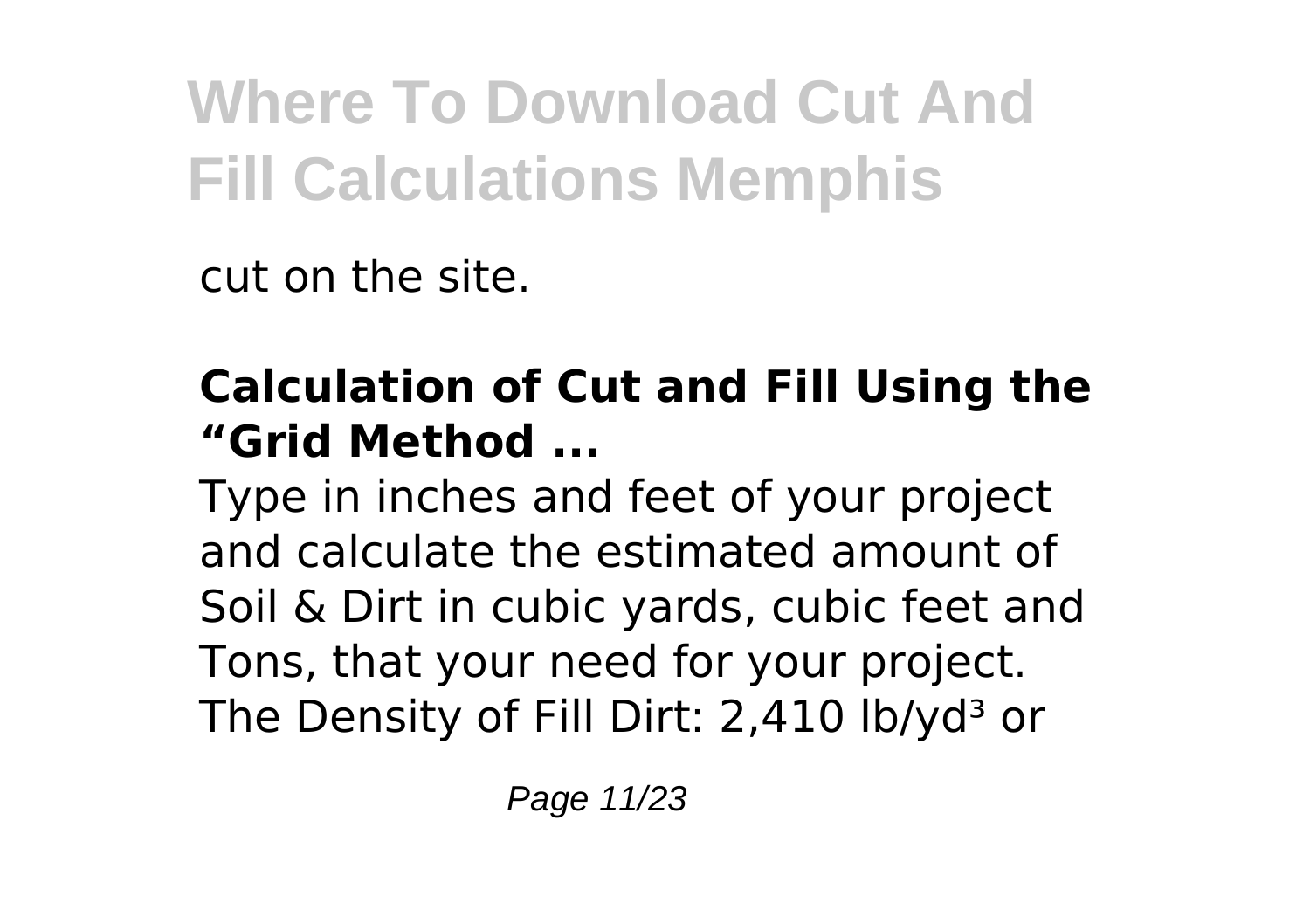cut on the site.

## Calculation of Cut and Fill Using the "Grid Method ...

Type in inches and feet of your project and calculate the estimated amount of Soil & Dirt in cubic yards, cubic feet and Tons, that your need for your project. The Density of Fill Dirt: 2,410 lb/yd³ or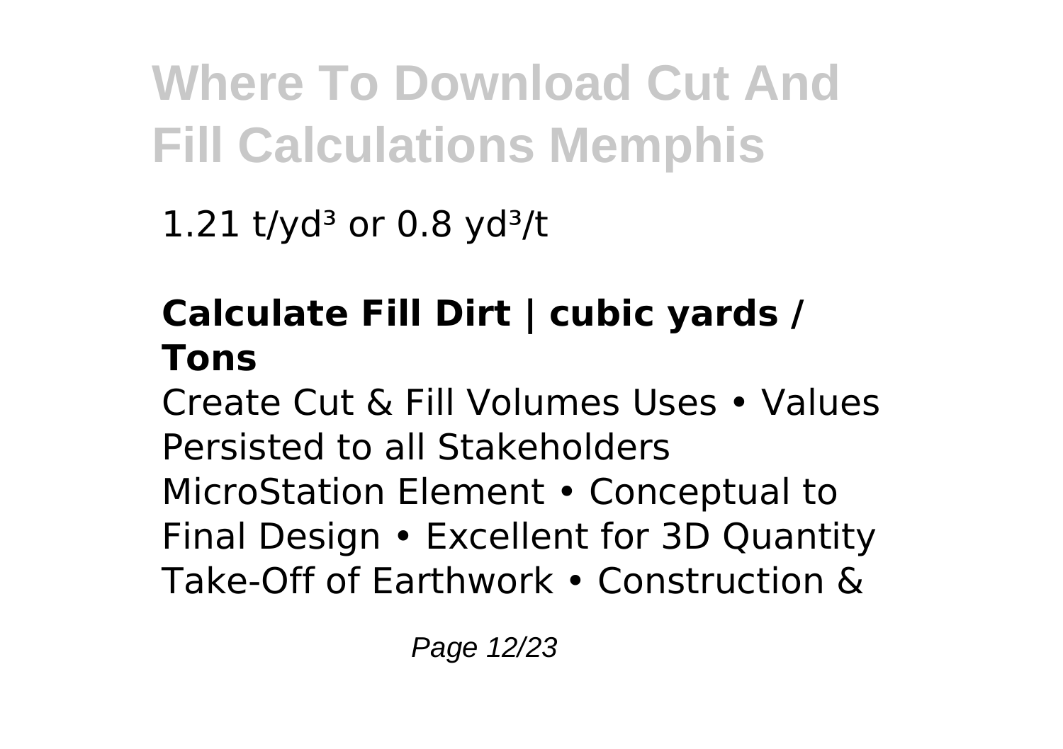1.21 t/yd$^3$ or 0.8 yd$^3$/t

## Calculate Fill Dirt | cubic yards / Tons

Create Cut & Fill Volumes Uses • Values Persisted to all Stakeholders MicroStation Element • Conceptual to Final Design • Excellent for 3D Quantity Take-Off of Earthwork • Construction &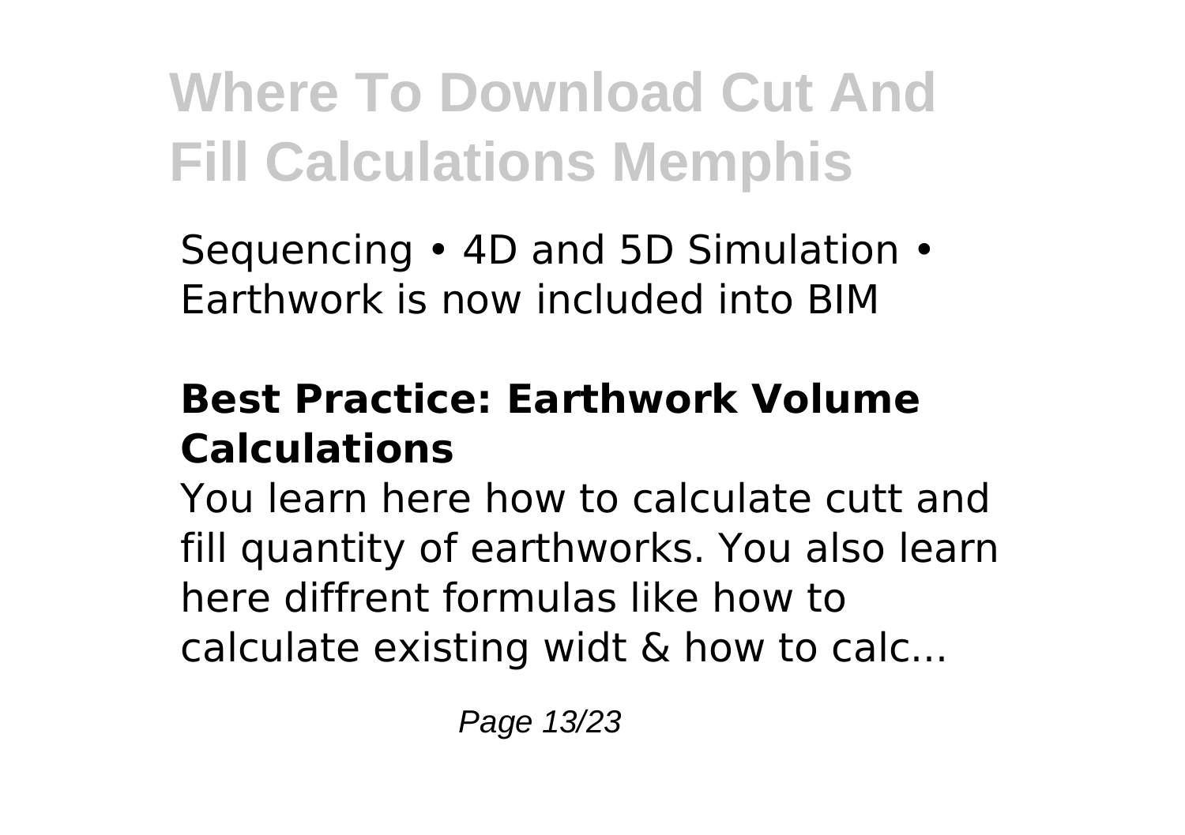Sequencing • 4D and 5D Simulation • Earthwork is now included into BIM

### Best Practice: Earthwork Volume Calculations

You learn here how to calculate cutt and fill quantity of earthworks. You also learn here diffrent formulas like how to calculate existing widt & how to calc...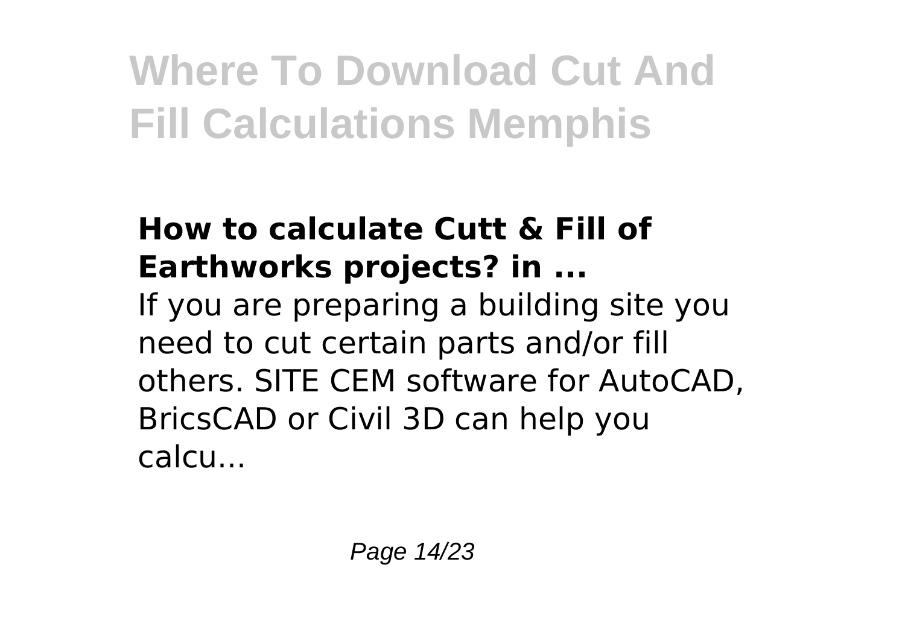### How to calculate Cutt & Fill of Earthworks projects? in ...

If you are preparing a building site you need to cut certain parts and/or fill others. SITE CEM software for AutoCAD, BricsCAD or Civil 3D can help you calcu...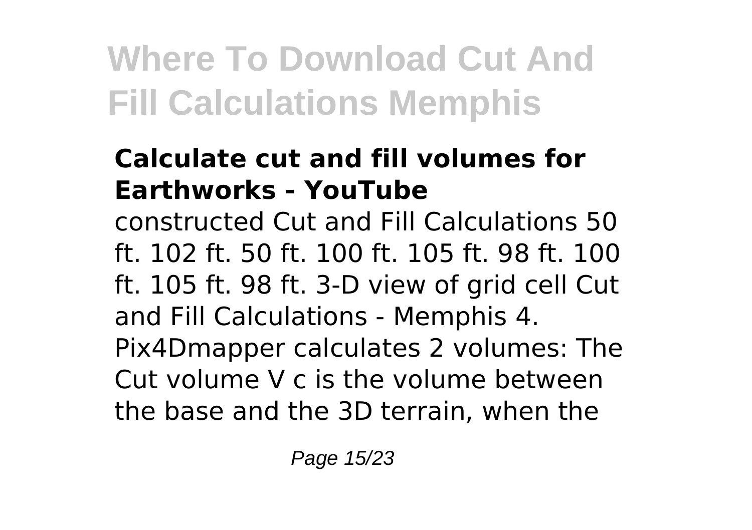# Where To Download Cut And Fill Calculations Memphis

### Calculate cut and fill volumes for Earthworks - YouTube

constructed Cut and Fill Calculations 50 ft. 102 ft. 50 ft. 100 ft. 105 ft. 98 ft. 100 ft. 105 ft. 98 ft. 3-D view of grid cell Cut and Fill Calculations - Memphis 4. Pix4Dmapper calculates 2 volumes: The Cut volume V c is the volume between the base and the 3D terrain, when the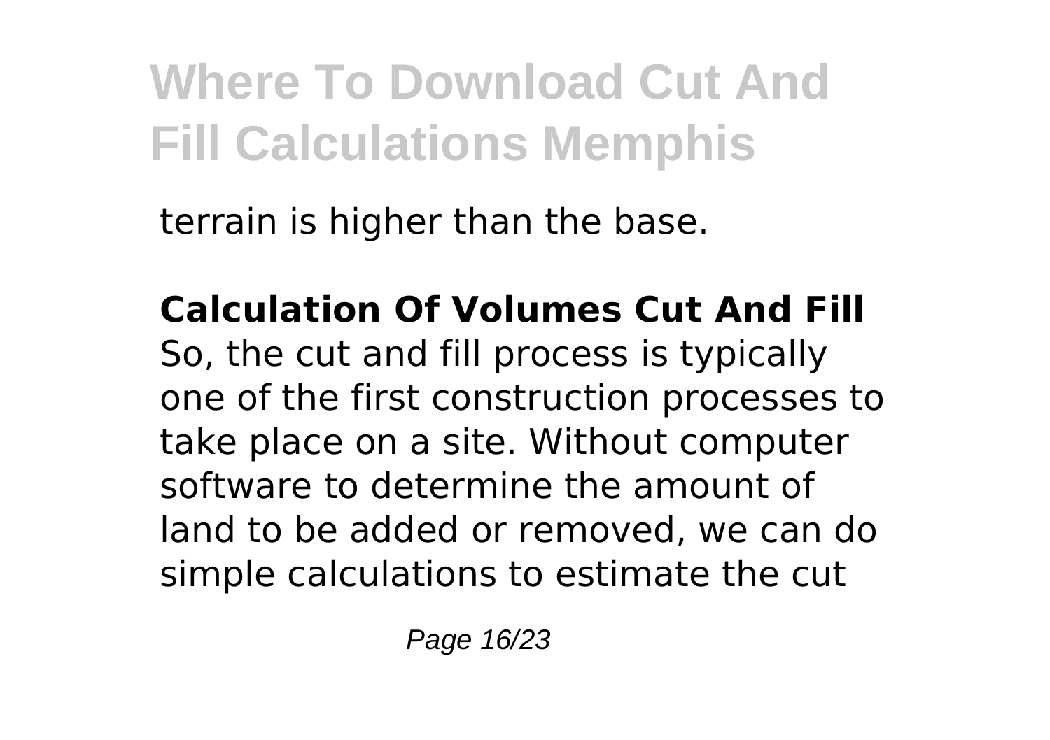terrain is higher than the base.

**Calculation Of Volumes Cut And Fill**
So, the cut and fill process is typically one of the first construction processes to take place on a site. Without computer software to determine the amount of land to be added or removed, we can do simple calculations to estimate the cut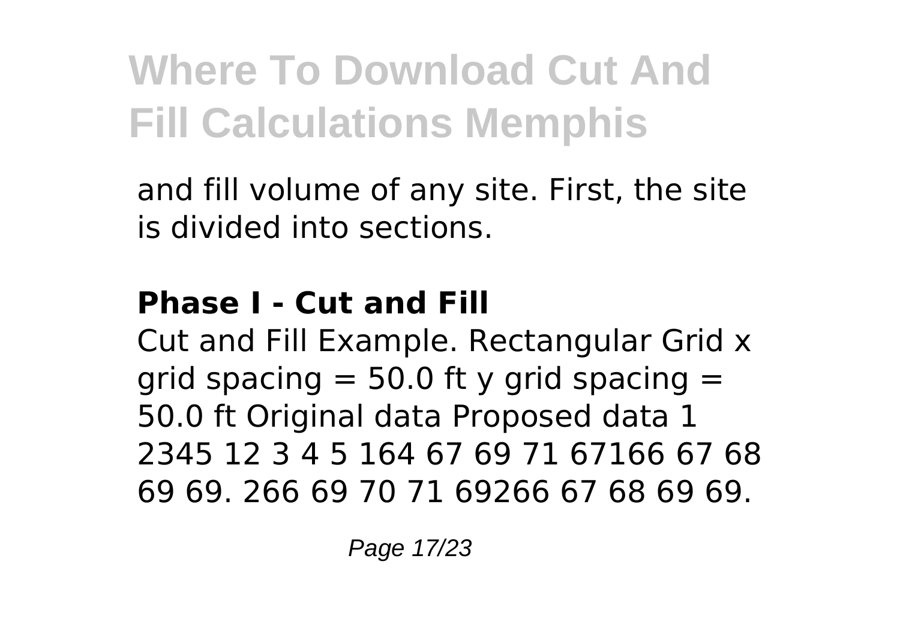and fill volume of any site. First, the site is divided into sections.

**Phase I - Cut and Fill**

Cut and Fill Example. Rectangular Grid x grid spacing = 50.0 ft y grid spacing = 50.0 ft Original data Proposed data 1 2345 12 3 4 5 164 67 69 71 67166 67 68 69 69. 266 69 70 71 69266 67 68 69 69.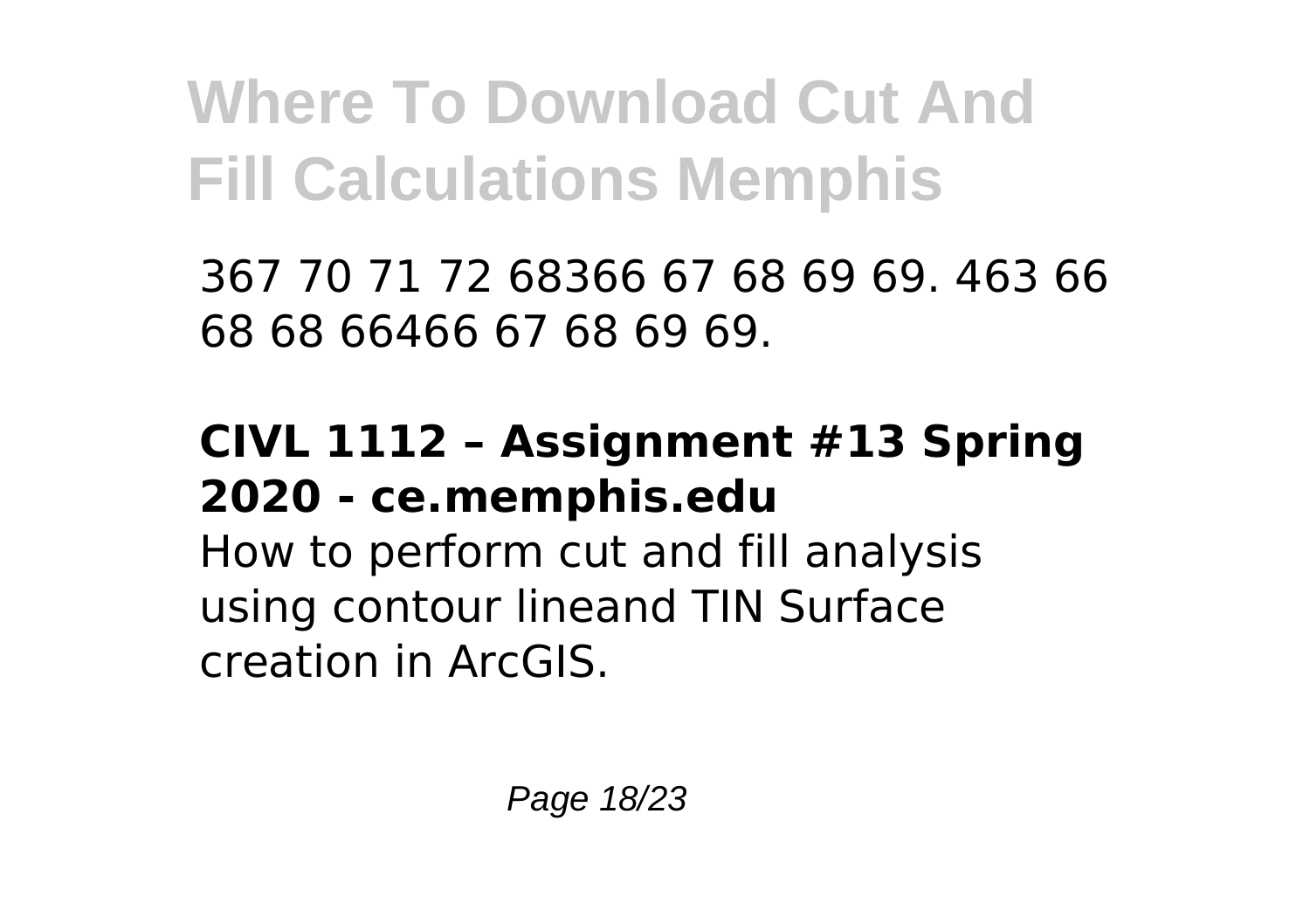367 70 71 72 68366 67 68 69 69. 463 66 68 68 66466 67 68 69 69.

### CIVL 1112 – Assignment #13 Spring 2020 - ce.memphis.edu

How to perform cut and fill analysis using contour lineand TIN Surface creation in ArcGIS.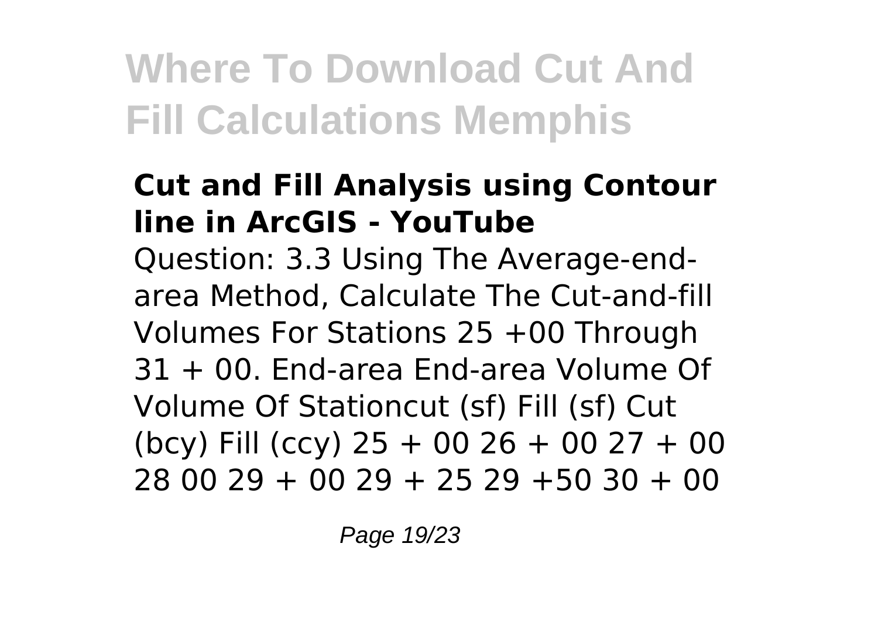# Where To Download Cut And Fill Calculations Memphis

### Cut and Fill Analysis using Contour line in ArcGIS - YouTube

Question: 3.3 Using The Average-end-area Method, Calculate The Cut-and-fill Volumes For Stations 25 +00 Through 31 + 00. End-area End-area Volume Of Volume Of Stationcut (sf) Fill (sf) Cut (bcy) Fill (ccy) 25 + 00 26 + 00 27 + 00 28 00 29 + 00 29 + 25 29 +50 30 + 00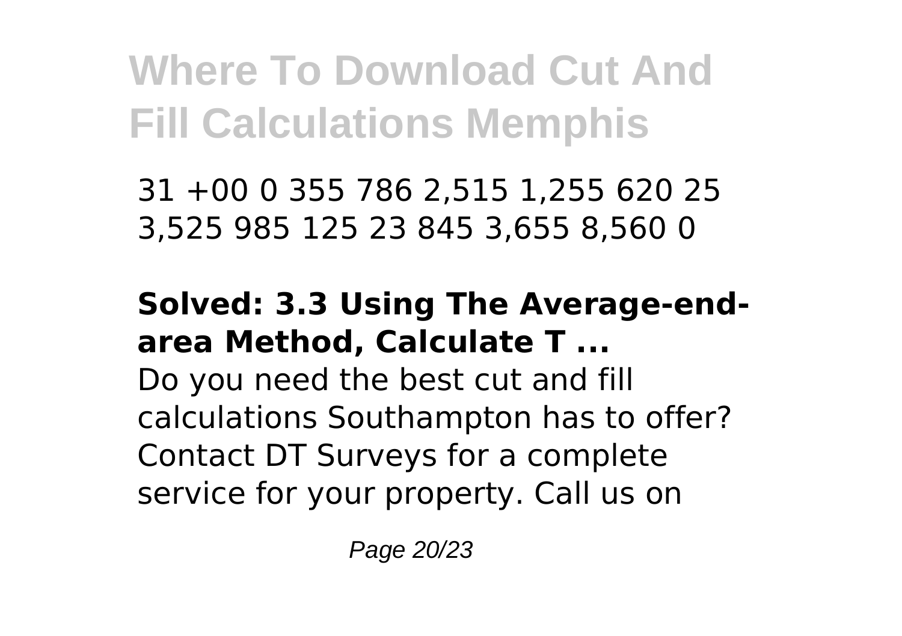31 +00 0 355 786 2,515 1,255 620 25 3,525 985 125 23 845 3,655 8,560 0

**Solved: 3.3 Using The Average-end-area Method, Calculate T ...**

Do you need the best cut and fill calculations Southampton has to offer? Contact DT Surveys for a complete service for your property. Call us on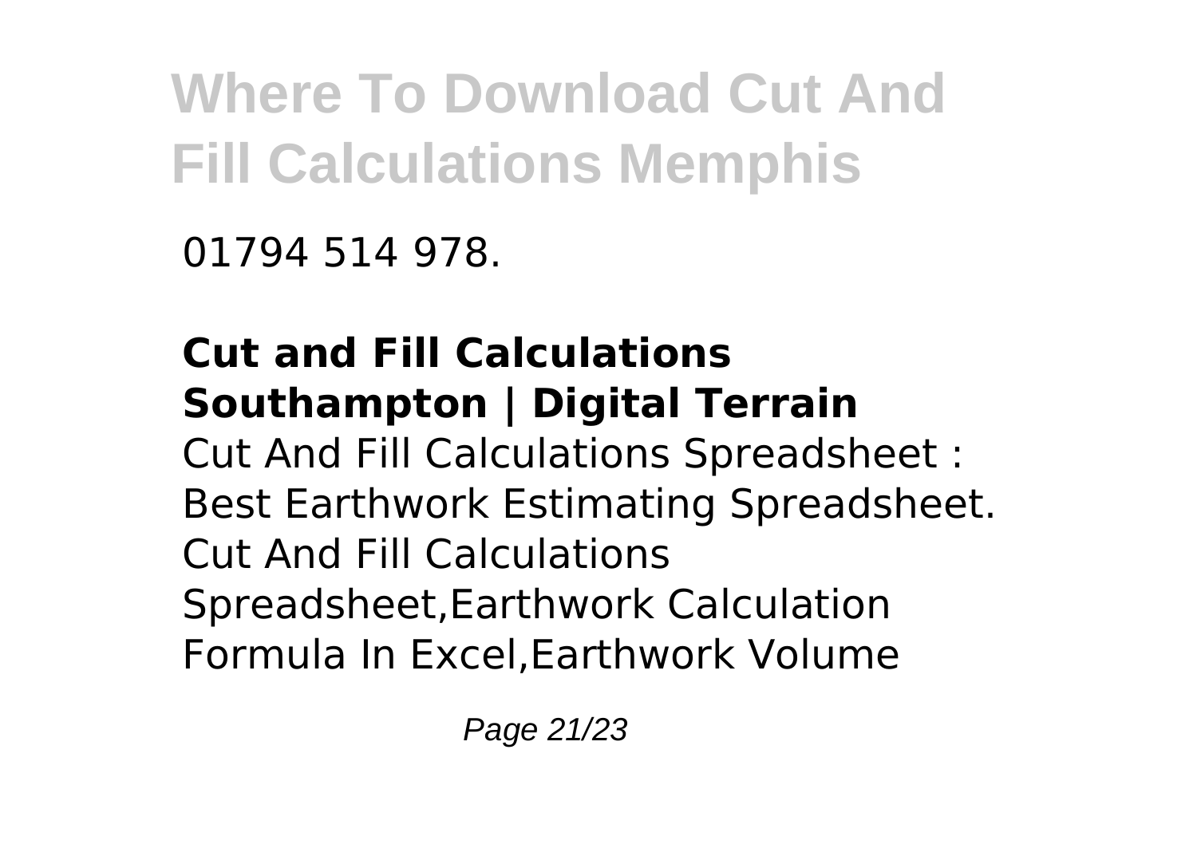01794 514 978.

**Cut and Fill Calculations Southampton | Digital Terrain**
Cut And Fill Calculations Spreadsheet : Best Earthwork Estimating Spreadsheet. Cut And Fill Calculations Spreadsheet,Earthwork Calculation Formula In Excel,Earthwork Volume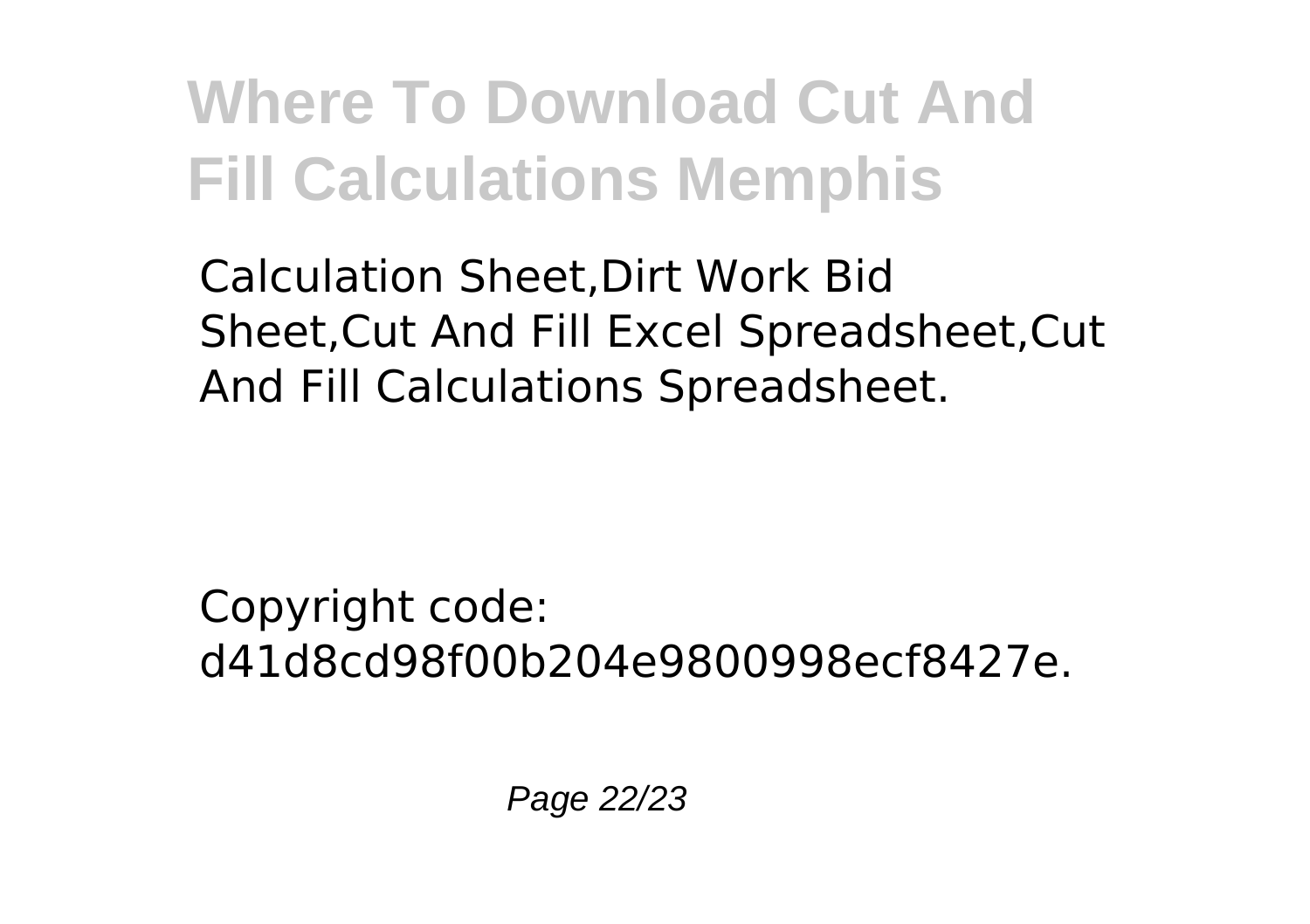Calculation Sheet,Dirt Work Bid Sheet,Cut And Fill Excel Spreadsheet,Cut And Fill Calculations Spreadsheet.

Copyright code: d41d8cd98f00b204e9800998ecf8427e.